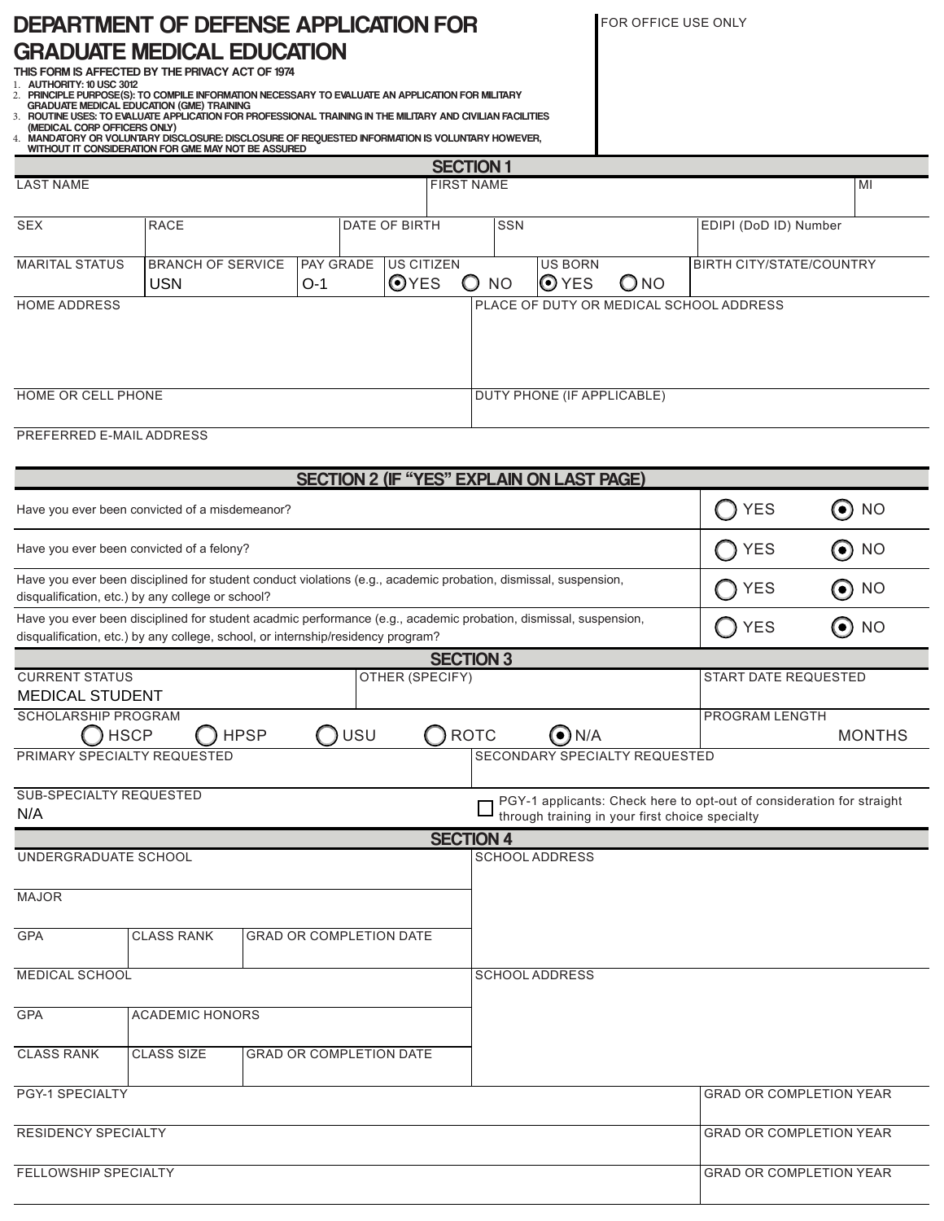# DEPARTMENT OF DEFENSE APPLICATION FOR GRADUATE MEDICAL EDUCATION

FOR OFFICE USE ONLY

**THIS FORM IS AFFECTED BY THE PRIVACY ACT OF 1974**

1. **AUTHORITY: 10 USC 3012**
2. **PRINCIPLE PURPOSE(S): TO COMPILE INFORMATION NECESSARY TO EVALUATE AN APPLICATION FOR MILITARY GRADUATE MEDICAL EDUCATION (GME) TRAINING**
3. **ROUTINE USES: TO EVALUATE APPLICATION FOR PROFESSIONAL TRAINING IN THE MILITARY AND CIVILIAN FACILITIES (MEDICAL CORP OFFICERS ONLY)**
4. **MANDATORY OR VOLUNTARY DISCLOSURE: DISCLOSURE OF REQUESTED INFORMATION IS VOLUNTARY HOWEVER, WITHOUT IT CONSIDERATION FOR GME MAY NOT BE ASSURED**

## SECTION 1

| LAST NAME | FIRST NAME | MI |
|---|---|---|
| | | |

| SEX | RACE | DATE OF BIRTH | SSN | EDIPI (DoD ID) Number |
|---|---|---|---|---|
| | | | | |

| MARITAL STATUS | BRANCH OF SERVICE | PAY GRADE | US CITIZEN | US BORN | BIRTH CITY/STATE/COUNTRY |
|---|---|---|---|---|---|
| | USN | O-1 | (●) YES ( ) NO | (●) YES ( ) NO | |

| HOME ADDRESS | PLACE OF DUTY OR MEDICAL SCHOOL ADDRESS |
|---|---|
| | |

| HOME OR CELL PHONE | DUTY PHONE (IF APPLICABLE) |
|---|---|
| | |

PREFERRED E-MAIL ADDRESS

## SECTION 2 (IF "YES" EXPLAIN ON LAST PAGE)

| Question | YES | NO |
|---|---|---|
| Have you ever been convicted of a misdemeanor? | ( ) | (●) |
| Have you ever been convicted of a felony? | ( ) | (●) |
| Have you ever been disciplined for student conduct violations (e.g., academic probation, dismissal, suspension, disqualification, etc.) by any college or school? | ( ) | (●) |
| Have you ever been disciplined for student acadmic performance (e.g., academic probation, dismissal, suspension, disqualification, etc.) by any college, school, or internship/residency program? | ( ) | (●) |

## SECTION 3

| CURRENT STATUS | OTHER (SPECIFY) | START DATE REQUESTED |
|---|---|---|
| MEDICAL STUDENT | | |

| SCHOLARSHIP PROGRAM | PROGRAM LENGTH |
|---|---|
| ( ) HSCP ( ) HPSP ( ) USU ( ) ROTC (●) N/A | MONTHS |

| PRIMARY SPECIALTY REQUESTED | SECONDARY SPECIALTY REQUESTED |
|---|---|
| | |

| SUB-SPECIALTY REQUESTED | |
|---|---|
| N/A | ☐ PGY-1 applicants: Check here to opt-out of consideration for straight through training in your first choice specialty |

## SECTION 4

| UNDERGRADUATE SCHOOL | | | SCHOOL ADDRESS |
|---|---|---|---|
| MAJOR | | | |
| GPA | CLASS RANK | GRAD OR COMPLETION DATE | |

| MEDICAL SCHOOL | | | SCHOOL ADDRESS |
|---|---|---|---|
| GPA | ACADEMIC HONORS | | |
| CLASS RANK | CLASS SIZE | GRAD OR COMPLETION DATE | |

| PGY-1 SPECIALTY | GRAD OR COMPLETION YEAR |
|---|---|
| | |

| RESIDENCY SPECIALTY | GRAD OR COMPLETION YEAR |
|---|---|
| | |

| FELLOWSHIP SPECIALTY | GRAD OR COMPLETION YEAR |
|---|---|
| | |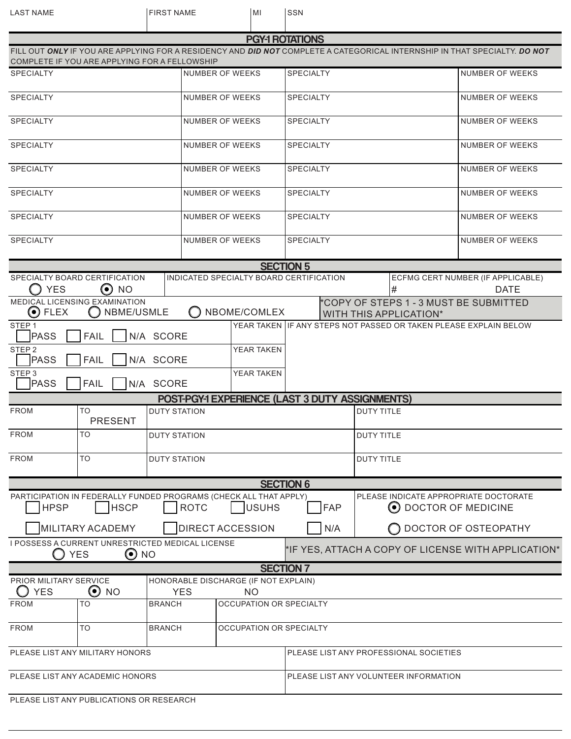| LAST NAME | FIRST NAME | MI | SSN |
|---|---|---|---|
| | | | |

## PGY-1 ROTATIONS

FILL OUT ***ONLY*** IF YOU ARE APPLYING FOR A RESIDENCY AND ***DID NOT*** COMPLETE A CATEGORICAL INTERNSHIP IN THAT SPECIALTY. ***DO NOT*** COMPLETE IF YOU ARE APPLYING FOR A FELLOWSHIP

| SPECIALTY | NUMBER OF WEEKS | SPECIALTY | NUMBER OF WEEKS |
|---|---|---|---|
| | | | |
| | | | |
| | | | |
| | | | |
| | | | |
| | | | |
| | | | |
| | | | |

## SECTION 5

SPECIALTY BOARD CERTIFICATION: ◯ YES ⦿ NO

INDICATED SPECIALTY BOARD CERTIFICATION:

ECFMG CERT NUMBER (IF APPLICABLE): # DATE

MEDICAL LICENSING EXAMINATION: ⦿ FLEX ◯ NBME/USMLE ◯ NBOME/COMLEX

*COPY OF STEPS 1 - 3 MUST BE SUBMITTED WITH THIS APPLICATION*

| STEP | PASS | FAIL | N/A | SCORE | YEAR TAKEN |
|---|---|---|---|---|---|
| STEP 1 | ☐ | ☐ | ☐ | | |
| STEP 2 | ☐ | ☐ | ☐ | | |
| STEP 3 | ☐ | ☐ | ☐ | | |

IF ANY STEPS NOT PASSED OR TAKEN PLEASE EXPLAIN BELOW

## POST-PGY-1 EXPERIENCE (LAST 3 DUTY ASSIGNMENTS)

| FROM | TO | DUTY STATION | DUTY TITLE |
|---|---|---|---|
| | PRESENT | | |
| | | | |
| | | | |

## SECTION 6

PARTICIPATION IN FEDERALLY FUNDED PROGRAMS (CHECK ALL THAT APPLY)

☐ HPSP ☐ HSCP ☐ ROTC ☐ USUHS ☐ FAP

☐ MILITARY ACADEMY ☐ DIRECT ACCESSION ☐ N/A

PLEASE INDICATE APPROPRIATE DOCTORATE

⦿ DOCTOR OF MEDICINE

◯ DOCTOR OF OSTEOPATHY

I POSSESS A CURRENT UNRESTRICTED MEDICAL LICENSE: ◯ YES ⦿ NO

*IF YES, ATTACH A COPY OF LICENSE WITH APPLICATION*

## SECTION 7

PRIOR MILITARY SERVICE: ◯ YES ⦿ NO

HONORABLE DISCHARGE (IF NOT EXPLAIN): YES NO

| FROM | TO | BRANCH | OCCUPATION OR SPECIALTY |
|---|---|---|---|
| | | | |
| | | | |

PLEASE LIST ANY MILITARY HONORS

PLEASE LIST ANY PROFESSIONAL SOCIETIES

PLEASE LIST ANY ACADEMIC HONORS

PLEASE LIST ANY VOLUNTEER INFORMATION

PLEASE LIST ANY PUBLICATIONS OR RESEARCH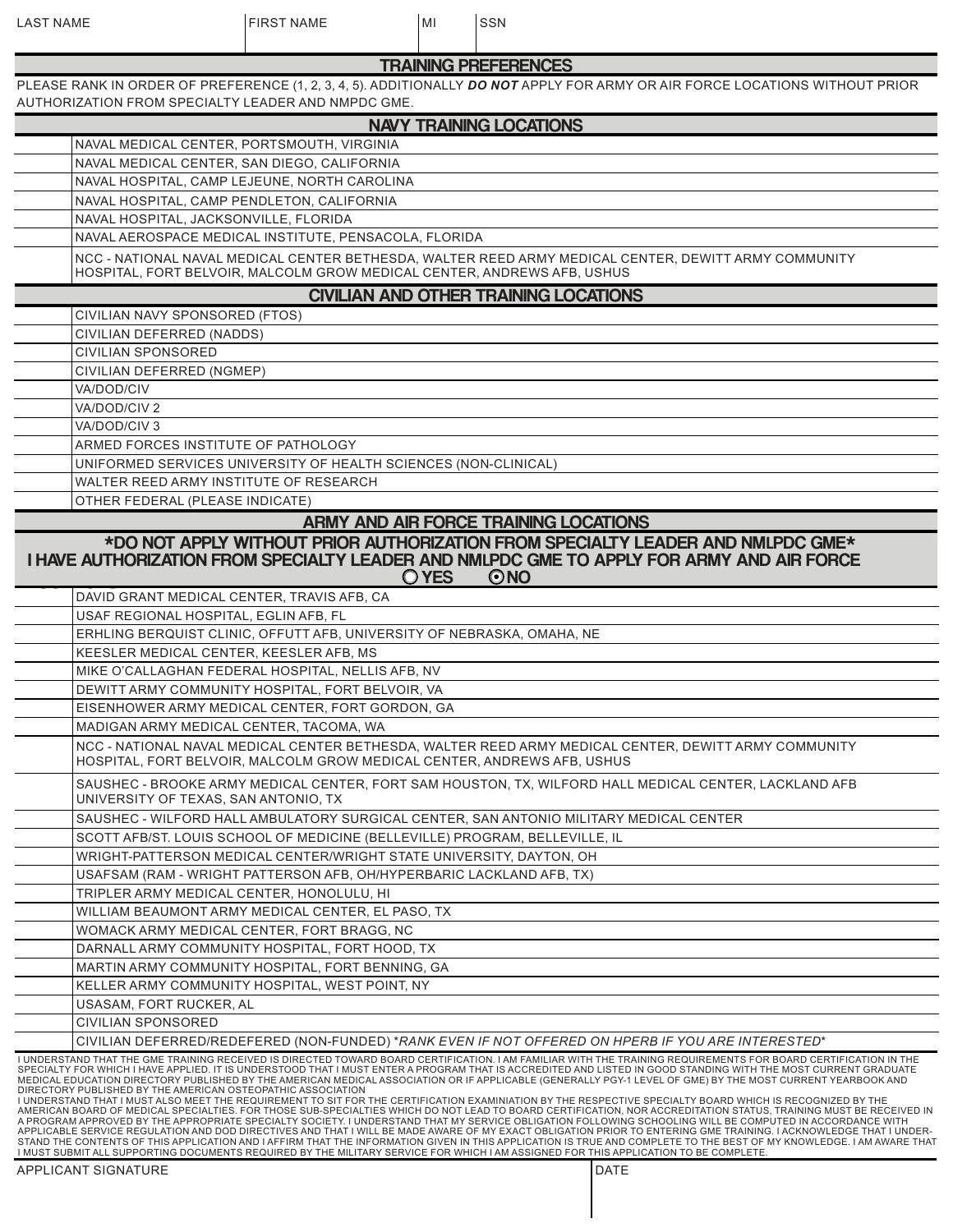| LAST NAME | FIRST NAME | MI | SSN |
|---|---|---|---|
| | | | |

## TRAINING PREFERENCES

PLEASE RANK IN ORDER OF PREFERENCE (1, 2, 3, 4, 5). ADDITIONALLY ***DO NOT*** APPLY FOR ARMY OR AIR FORCE LOCATIONS WITHOUT PRIOR AUTHORIZATION FROM SPECIALTY LEADER AND NMPDC GME.

### NAVY TRAINING LOCATIONS

| Rank | Location |
|---|---|
| | NAVAL MEDICAL CENTER, PORTSMOUTH, VIRGINIA |
| | NAVAL MEDICAL CENTER, SAN DIEGO, CALIFORNIA |
| | NAVAL HOSPITAL, CAMP LEJEUNE, NORTH CAROLINA |
| | NAVAL HOSPITAL, CAMP PENDLETON, CALIFORNIA |
| | NAVAL HOSPITAL, JACKSONVILLE, FLORIDA |
| | NAVAL AEROSPACE MEDICAL INSTITUTE, PENSACOLA, FLORIDA |
| | NCC - NATIONAL NAVAL MEDICAL CENTER BETHESDA, WALTER REED ARMY MEDICAL CENTER, DEWITT ARMY COMMUNITY HOSPITAL, FORT BELVOIR, MALCOLM GROW MEDICAL CENTER, ANDREWS AFB, USHUS |

### CIVILIAN AND OTHER TRAINING LOCATIONS

| Rank | Location |
|---|---|
| | CIVILIAN NAVY SPONSORED (FTOS) |
| | CIVILIAN DEFERRED (NADDS) |
| | CIVILIAN SPONSORED |
| | CIVILIAN DEFERRED (NGMEP) |
| | VA/DOD/CIV |
| | VA/DOD/CIV 2 |
| | VA/DOD/CIV 3 |
| | ARMED FORCES INSTITUTE OF PATHOLOGY |
| | UNIFORMED SERVICES UNIVERSITY OF HEALTH SCIENCES (NON-CLINICAL) |
| | WALTER REED ARMY INSTITUTE OF RESEARCH |
| | OTHER FEDERAL (PLEASE INDICATE) |

### ARMY AND AIR FORCE TRAINING LOCATIONS

**\*DO NOT APPLY WITHOUT PRIOR AUTHORIZATION FROM SPECIALTY LEADER AND NMLPDC GME\***

**I HAVE AUTHORIZATION FROM SPECIALTY LEADER AND NMLPDC GME TO APPLY FOR ARMY AND AIR FORCE**

○ YES ⦿ NO

| Rank | Location |
|---|---|
| | DAVID GRANT MEDICAL CENTER, TRAVIS AFB, CA |
| | USAF REGIONAL HOSPITAL, EGLIN AFB, FL |
| | ERHLING BERQUIST CLINIC, OFFUTT AFB, UNIVERSITY OF NEBRASKA, OMAHA, NE |
| | KEESLER MEDICAL CENTER, KEESLER AFB, MS |
| | MIKE O'CALLAGHAN FEDERAL HOSPITAL, NELLIS AFB, NV |
| | DEWITT ARMY COMMUNITY HOSPITAL, FORT BELVOIR, VA |
| | EISENHOWER ARMY MEDICAL CENTER, FORT GORDON, GA |
| | MADIGAN ARMY MEDICAL CENTER, TACOMA, WA |
| | NCC - NATIONAL NAVAL MEDICAL CENTER BETHESDA, WALTER REED ARMY MEDICAL CENTER, DEWITT ARMY COMMUNITY HOSPITAL, FORT BELVOIR, MALCOLM GROW MEDICAL CENTER, ANDREWS AFB, USHUS |
| | SAUSHEC - BROOKE ARMY MEDICAL CENTER, FORT SAM HOUSTON, TX, WILFORD HALL MEDICAL CENTER, LACKLAND AFB UNIVERSITY OF TEXAS, SAN ANTONIO, TX |
| | SAUSHEC - WILFORD HALL AMBULATORY SURGICAL CENTER, SAN ANTONIO MILITARY MEDICAL CENTER |
| | SCOTT AFB/ST. LOUIS SCHOOL OF MEDICINE (BELLEVILLE) PROGRAM, BELLEVILLE, IL |
| | WRIGHT-PATTERSON MEDICAL CENTER/WRIGHT STATE UNIVERSITY, DAYTON, OH |
| | USAFSAM (RAM - WRIGHT PATTERSON AFB, OH/HYPERBARIC LACKLAND AFB, TX) |
| | TRIPLER ARMY MEDICAL CENTER, HONOLULU, HI |
| | WILLIAM BEAUMONT ARMY MEDICAL CENTER, EL PASO, TX |
| | WOMACK ARMY MEDICAL CENTER, FORT BRAGG, NC |
| | DARNALL ARMY COMMUNITY HOSPITAL, FORT HOOD, TX |
| | MARTIN ARMY COMMUNITY HOSPITAL, FORT BENNING, GA |
| | KELLER ARMY COMMUNITY HOSPITAL, WEST POINT, NY |
| | USASAM, FORT RUCKER, AL |
| | CIVILIAN SPONSORED |
| | CIVILIAN DEFERRED/REDEFERED (NON-FUNDED) \**RANK EVEN IF NOT OFFERED ON HPERB IF YOU ARE INTERESTED*\* |

I UNDERSTAND THAT THE GME TRAINING RECEIVED IS DIRECTED TOWARD BOARD CERTIFICATION. I AM FAMILIAR WITH THE TRAINING REQUIREMENTS FOR BOARD CERTIFICATION IN THE SPECIALTY FOR WHICH I HAVE APPLIED. IT IS UNDERSTOOD THAT I MUST ENTER A PROGRAM THAT IS ACCREDITED AND LISTED IN GOOD STANDING WITH THE MOST CURRENT GRADUATE MEDICAL EDUCATION DIRECTORY PUBLISHED BY THE AMERICAN MEDICAL ASSOCIATION OR IF APPLICABLE (GENERALLY PGY-1 LEVEL OF GME) BY THE MOST CURRENT YEARBOOK AND DIRECTORY PUBLISHED BY THE AMERICAN OSTEOPATHIC ASSOCIATION

I UNDERSTAND THAT I MUST ALSO MEET THE REQUIREMENT TO SIT FOR THE CERTIFICATION EXAMINIATION BY THE RESPECTIVE SPECIALTY BOARD WHICH IS RECOGNIZED BY THE AMERICAN BOARD OF MEDICAL SPECIALTIES. FOR THOSE SUB-SPECIALTIES WHICH DO NOT LEAD TO BOARD CERTIFICATION, NOR ACCREDITATION STATUS, TRAINING MUST BE RECEIVED IN A PROGRAM APPROVED BY THE APPROPRIATE SPECIALTY SOCIETY. I UNDERSTAND THAT MY SERVICE OBLIGATION FOLLOWING SCHOOLING WILL BE COMPUTED IN ACCORDANCE WITH APPLICABLE SERVICE REGULATION AND DOD DIRECTIVES AND THAT I WILL BE MADE AWARE OF MY EXACT OBLIGATION PRIOR TO ENTERING GME TRAINING. I ACKNOWLEDGE THAT I UNDERSTAND THE CONTENTS OF THIS APPLICATION AND I AFFIRM THAT THE INFORMATION GIVEN IN THIS APPLICATION IS TRUE AND COMPLETE TO THE BEST OF MY KNOWLEDGE. I AM AWARE THAT I MUST SUBMIT ALL SUPPORTING DOCUMENTS REQUIRED BY THE MILITARY SERVICE FOR WHICH I AM ASSIGNED FOR THIS APPLICATION TO BE COMPLETE.

| APPLICANT SIGNATURE | DATE |
|---|---|
| | |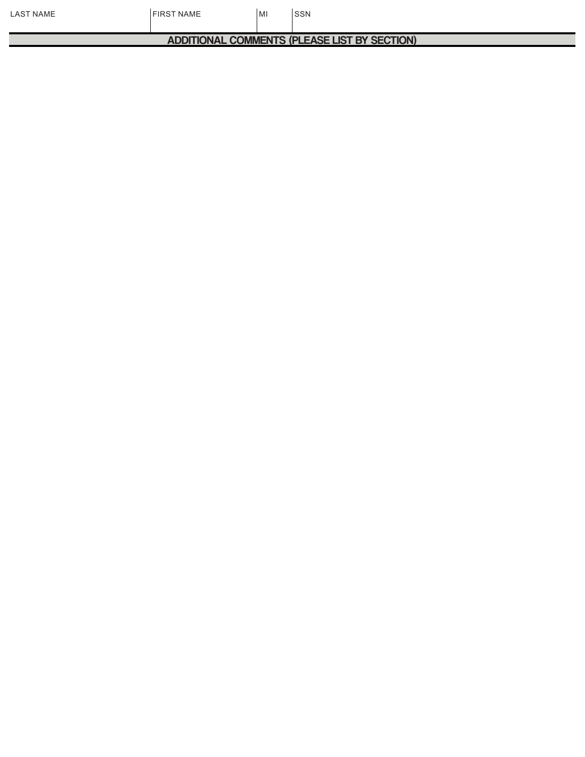| LAST NAME | FIRST NAME | MI | SSN |
| --- | --- | --- | --- |
| | | | |

## ADDITIONAL COMMENTS (PLEASE LIST BY SECTION)